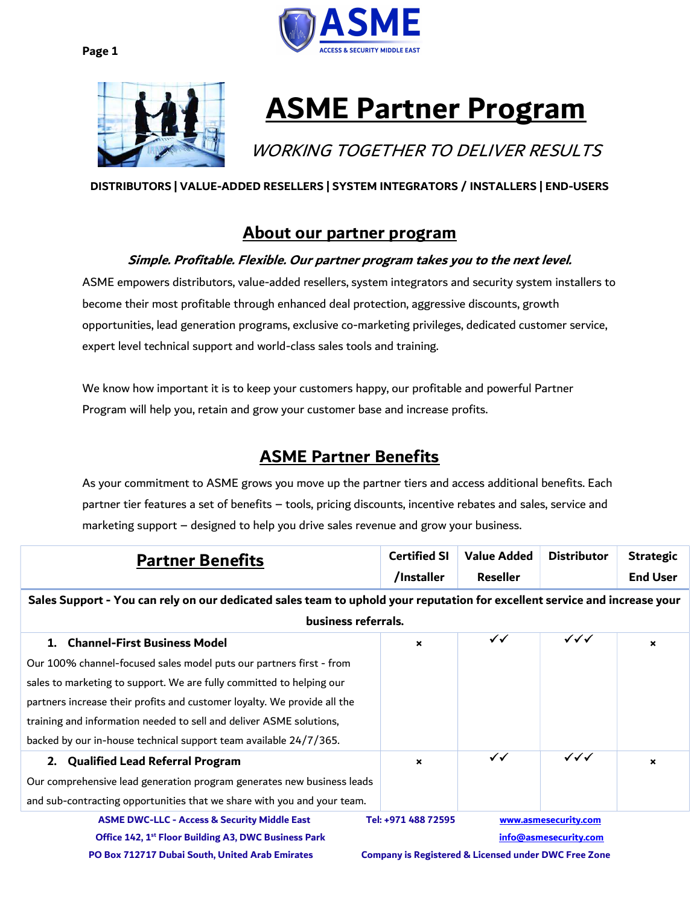# ASME Partner Program

*WORKING TOGETHER TO DELIVER RESULTS*

**DISTRIBUTORS | VALUE-ADDED RESELLERS | SYSTEM INTEGRATORS / INSTALLERS | END-USERS**

## About our partner program

***Simple. Profitable. Flexible. Our partner program takes you to the next level.***

ASME empowers distributors, value-added resellers, system integrators and security system installers to become their most profitable through enhanced deal protection, aggressive discounts, growth opportunities, lead generation programs, exclusive co-marketing privileges, dedicated customer service, expert level technical support and world-class sales tools and training.

We know how important it is to keep your customers happy, our profitable and powerful Partner Program will help you, retain and grow your customer base and increase profits.

## ASME Partner Benefits

As your commitment to ASME grows you move up the partner tiers and access additional benefits. Each partner tier features a set of benefits – tools, pricing discounts, incentive rebates and sales, service and marketing support – designed to help you drive sales revenue and grow your business.

| Partner Benefits | Certified SI /Installer | Value Added Reseller | Distributor | Strategic End User |
|---|---|---|---|---|
| **Sales Support - You can rely on our dedicated sales team to uphold your reputation for excellent service and increase your business referrals.** | | | | |
| **1. Channel-First Business Model** Our 100% channel-focused sales model puts our partners first - from sales to marketing to support. We are fully committed to helping our partners increase their profits and customer loyalty. We provide all the training and information needed to sell and deliver ASME solutions, backed by our in-house technical support team available 24/7/365. | × | ✓✓ | ✓✓✓ | × |
| **2. Qualified Lead Referral Program** Our comprehensive lead generation program generates new business leads and sub-contracting opportunities that we share with you and your team. | × | ✓✓ | ✓✓✓ | × |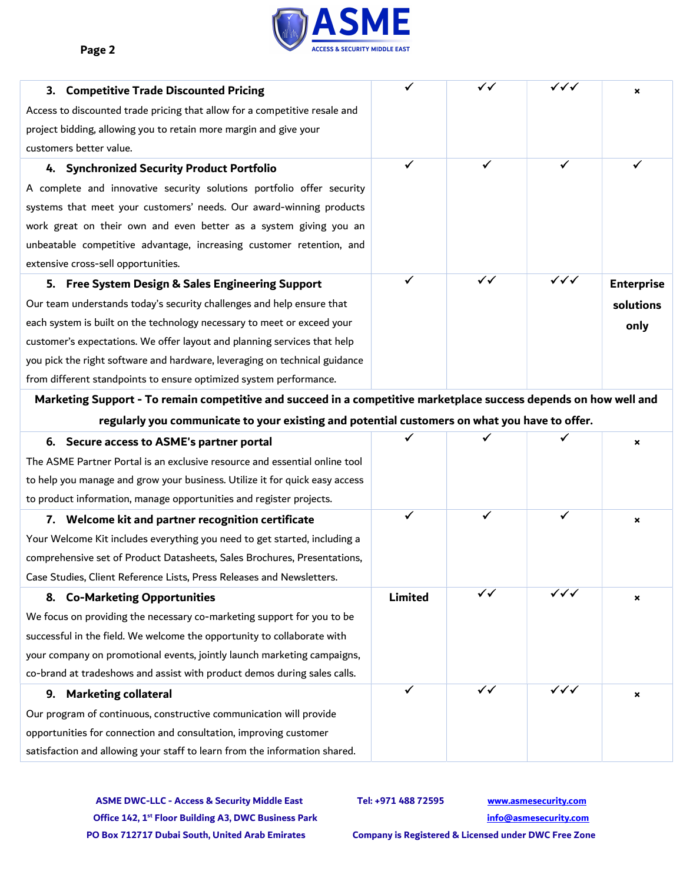| | | | | |
|---|---|---|---|---|
| **3. Competitive Trade Discounted Pricing**<br>Access to discounted trade pricing that allow for a competitive resale and project bidding, allowing you to retain more margin and give your customers better value. | ✓ | ✓✓ | ✓✓✓ | × |
| **4. Synchronized Security Product Portfolio**<br>A complete and innovative security solutions portfolio offer security systems that meet your customers' needs. Our award-winning products work great on their own and even better as a system giving you an unbeatable competitive advantage, increasing customer retention, and extensive cross-sell opportunities. | ✓ | ✓ | ✓ | ✓ |
| **5. Free System Design & Sales Engineering Support**<br>Our team understands today's security challenges and help ensure that each system is built on the technology necessary to meet or exceed your customer's expectations. We offer layout and planning services that help you pick the right software and hardware, leveraging on technical guidance from different standpoints to ensure optimized system performance. | ✓ | ✓✓ | ✓✓✓ | **Enterprise solutions only** |
| **Marketing Support - To remain competitive and succeed in a competitive marketplace success depends on how well and regularly you communicate to your existing and potential customers on what you have to offer.** | | | | |
| **6. Secure access to ASME's partner portal**<br>The ASME Partner Portal is an exclusive resource and essential online tool to help you manage and grow your business. Utilize it for quick easy access to product information, manage opportunities and register projects. | ✓ | ✓ | ✓ | × |
| **7. Welcome kit and partner recognition certificate**<br>Your Welcome Kit includes everything you need to get started, including a comprehensive set of Product Datasheets, Sales Brochures, Presentations, Case Studies, Client Reference Lists, Press Releases and Newsletters. | ✓ | ✓ | ✓ | × |
| **8. Co-Marketing Opportunities**<br>We focus on providing the necessary co-marketing support for you to be successful in the field. We welcome the opportunity to collaborate with your company on promotional events, jointly launch marketing campaigns, co-brand at tradeshows and assist with product demos during sales calls. | **Limited** | ✓✓ | ✓✓✓ | × |
| **9. Marketing collateral**<br>Our program of continuous, constructive communication will provide opportunities for connection and consultation, improving customer satisfaction and allowing your staff to learn from the information shared. | ✓ | ✓✓ | ✓✓✓ | × |

**ASME DWC-LLC - Access & Security Middle East**
**Office 142, 1st Floor Building A3, DWC Business Park**
**PO Box 712717 Dubai South, United Arab Emirates**

**Tel: +971 488 72595**
**Company is Registered & Licensed under DWC Free Zone**

**www.asmesecurity.com**
**info@asmesecurity.com**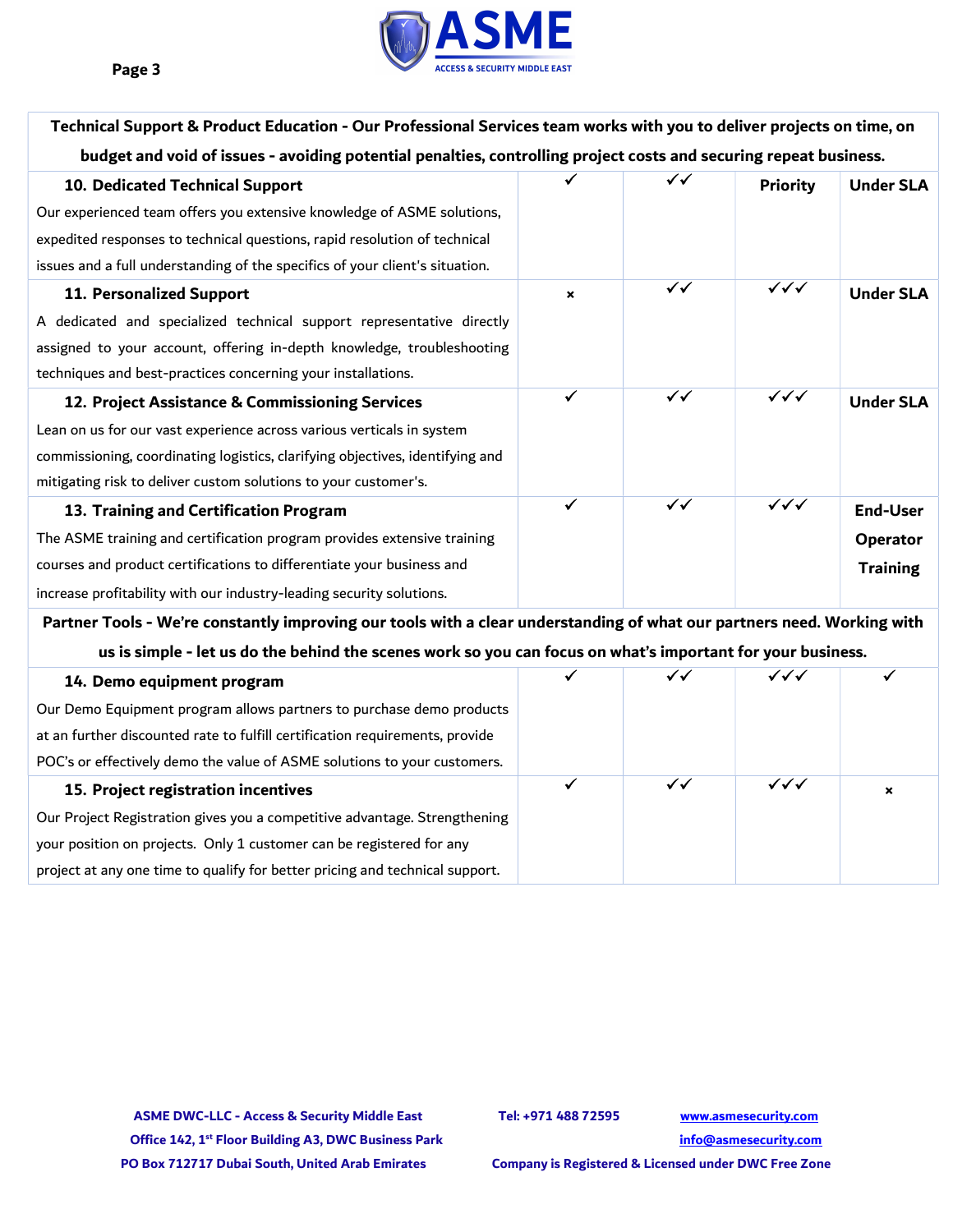| | | | | |
|---|---|---|---|---|
| **Technical Support & Product Education - Our Professional Services team works with you to deliver projects on time, on budget and void of issues - avoiding potential penalties, controlling project costs and securing repeat business.** | | | | |
| **10. Dedicated Technical Support**<br>Our experienced team offers you extensive knowledge of ASME solutions, expedited responses to technical questions, rapid resolution of technical issues and a full understanding of the specifics of your client's situation. | ✓ | ✓✓ | **Priority** | **Under SLA** |
| **11. Personalized Support**<br>A dedicated and specialized technical support representative directly assigned to your account, offering in-depth knowledge, troubleshooting techniques and best-practices concerning your installations. | × | ✓✓ | ✓✓✓ | **Under SLA** |
| **12. Project Assistance & Commissioning Services**<br>Lean on us for our vast experience across various verticals in system commissioning, coordinating logistics, clarifying objectives, identifying and mitigating risk to deliver custom solutions to your customer's. | ✓ | ✓✓ | ✓✓✓ | **Under SLA** |
| **13. Training and Certification Program**<br>The ASME training and certification program provides extensive training courses and product certifications to differentiate your business and increase profitability with our industry-leading security solutions. | ✓ | ✓✓ | ✓✓✓ | **End-User Operator Training** |
| **Partner Tools - We're constantly improving our tools with a clear understanding of what our partners need. Working with us is simple - let us do the behind the scenes work so you can focus on what's important for your business.** | | | | |
| **14. Demo equipment program**<br>Our Demo Equipment program allows partners to purchase demo products at an further discounted rate to fulfill certification requirements, provide POC's or effectively demo the value of ASME solutions to your customers. | ✓ | ✓✓ | ✓✓✓ | ✓ |
| **15. Project registration incentives**<br>Our Project Registration gives you a competitive advantage. Strengthening your position on projects. Only 1 customer can be registered for any project at any one time to qualify for better pricing and technical support. | ✓ | ✓✓ | ✓✓✓ | × |

ASME DWC-LLC - Access & Security Middle East
Office 142, 1st Floor Building A3, DWC Business Park
PO Box 712717 Dubai South, United Arab Emirates

Tel: +971 488 72595
www.asmesecurity.com
info@asmesecurity.com
Company is Registered & Licensed under DWC Free Zone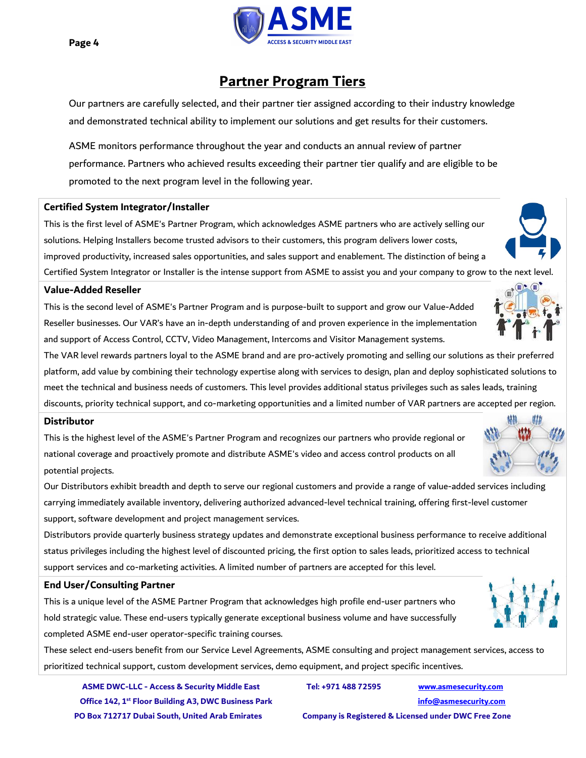## Partner Program Tiers

Our partners are carefully selected, and their partner tier assigned according to their industry knowledge and demonstrated technical ability to implement our solutions and get results for their customers.

ASME monitors performance throughout the year and conducts an annual review of partner performance. Partners who achieved results exceeding their partner tier qualify and are eligible to be promoted to the next program level in the following year.

### Certified System Integrator/Installer

This is the first level of ASME's Partner Program, which acknowledges ASME partners who are actively selling our solutions. Helping Installers become trusted advisors to their customers, this program delivers lower costs, improved productivity, increased sales opportunities, and sales support and enablement. The distinction of being a Certified System Integrator or Installer is the intense support from ASME to assist you and your company to grow to the next level.

### Value-Added Reseller

This is the second level of ASME's Partner Program and is purpose-built to support and grow our Value-Added Reseller businesses. Our VAR's have an in-depth understanding of and proven experience in the implementation and support of Access Control, CCTV, Video Management, Intercoms and Visitor Management systems.

The VAR level rewards partners loyal to the ASME brand and are pro-actively promoting and selling our solutions as their preferred platform, add value by combining their technology expertise along with services to design, plan and deploy sophisticated solutions to meet the technical and business needs of customers. This level provides additional status privileges such as sales leads, training discounts, priority technical support, and co-marketing opportunities and a limited number of VAR partners are accepted per region.

### Distributor

This is the highest level of the ASME's Partner Program and recognizes our partners who provide regional or national coverage and proactively promote and distribute ASME's video and access control products on all potential projects.

Our Distributors exhibit breadth and depth to serve our regional customers and provide a range of value-added services including carrying immediately available inventory, delivering authorized advanced-level technical training, offering first-level customer support, software development and project management services.

Distributors provide quarterly business strategy updates and demonstrate exceptional business performance to receive additional status privileges including the highest level of discounted pricing, the first option to sales leads, prioritized access to technical support services and co-marketing activities. A limited number of partners are accepted for this level.

### End User/Consulting Partner

This is a unique level of the ASME Partner Program that acknowledges high profile end-user partners who hold strategic value. These end-users typically generate exceptional business volume and have successfully completed ASME end-user operator-specific training courses.

These select end-users benefit from our Service Level Agreements, ASME consulting and project management services, access to prioritized technical support, custom development services, demo equipment, and project specific incentives.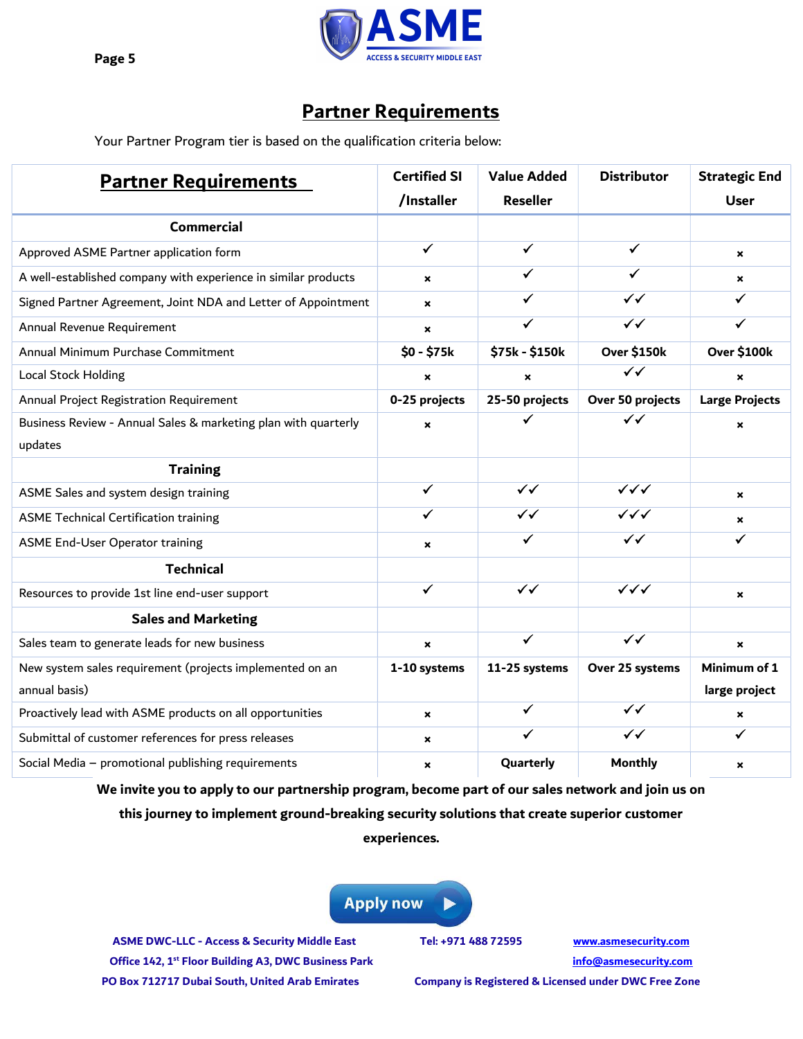# Partner Requirements

Your Partner Program tier is based on the qualification criteria below:

| Partner Requirements | Certified SI /Installer | Value Added Reseller | Distributor | Strategic End User |
|---|---|---|---|---|
| **Commercial** | | | | |
| Approved ASME Partner application form | ✓ | ✓ | ✓ | × |
| A well-established company with experience in similar products | × | ✓ | ✓ | × |
| Signed Partner Agreement, Joint NDA and Letter of Appointment | × | ✓ | ✓✓ | ✓ |
| Annual Revenue Requirement | × | ✓ | ✓✓ | ✓ |
| Annual Minimum Purchase Commitment | **$0 - $75k** | **$75k - $150k** | **Over $150k** | **Over $100k** |
| Local Stock Holding | × | × | ✓✓ | × |
| Annual Project Registration Requirement | **0-25 projects** | **25-50 projects** | **Over 50 projects** | **Large Projects** |
| Business Review - Annual Sales & marketing plan with quarterly updates | × | ✓ | ✓✓ | × |
| **Training** | | | | |
| ASME Sales and system design training | ✓ | ✓✓ | ✓✓✓ | × |
| ASME Technical Certification training | ✓ | ✓✓ | ✓✓✓ | × |
| ASME End-User Operator training | × | ✓ | ✓✓ | ✓ |
| **Technical** | | | | |
| Resources to provide 1st line end-user support | ✓ | ✓✓ | ✓✓✓ | × |
| **Sales and Marketing** | | | | |
| Sales team to generate leads for new business | × | ✓ | ✓✓ | × |
| New system sales requirement (projects implemented on an annual basis) | **1-10 systems** | **11-25 systems** | **Over 25 systems** | **Minimum of 1 large project** |
| Proactively lead with ASME products on all opportunities | × | ✓ | ✓✓ | × |
| Submittal of customer references for press releases | × | ✓ | ✓✓ | ✓ |
| Social Media – promotional publishing requirements | × | **Quarterly** | **Monthly** | × |

**We invite you to apply to our partnership program, become part of our sales network and join us on this journey to implement ground-breaking security solutions that create superior customer experiences.**

Apply now

**ASME DWC-LLC - Access & Security Middle East**
**Office 142, 1st Floor Building A3, DWC Business Park**
**PO Box 712717 Dubai South, United Arab Emirates**

**Tel: +971 488 72595**

**www.asmesecurity.com**
**info@asmesecurity.com**

**Company is Registered & Licensed under DWC Free Zone**